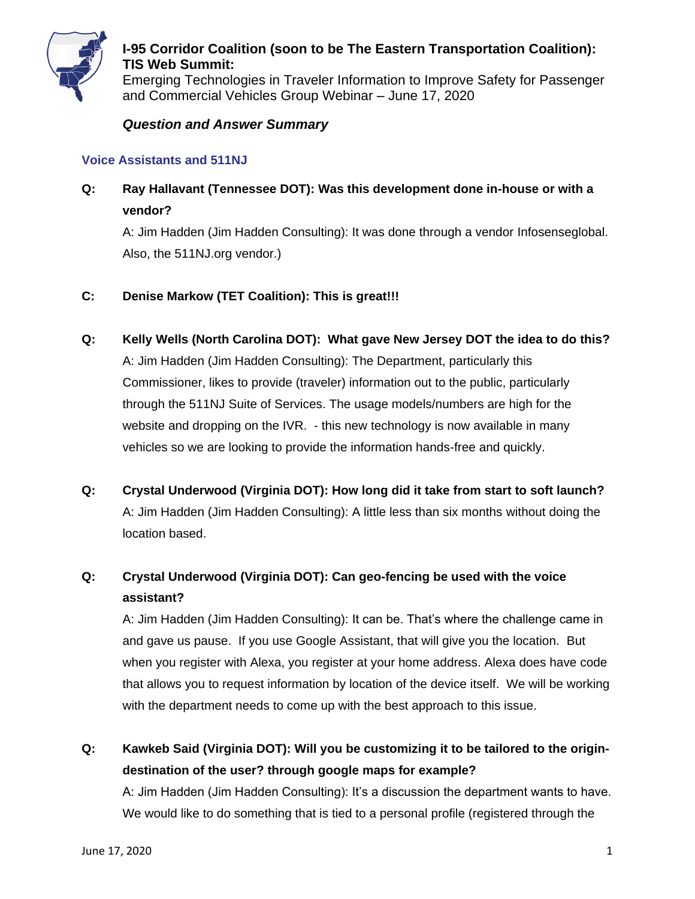# I-95 Corridor Coalition (soon to be The Eastern Transportation Coalition): TIS Web Summit:

Emerging Technologies in Traveler Information to Improve Safety for Passenger and Commercial Vehicles Group Webinar – June 17, 2020

***Question and Answer Summary***

## Voice Assistants and 511NJ

**Q: Ray Hallavant (Tennessee DOT): Was this development done in-house or with a vendor?**

A: Jim Hadden (Jim Hadden Consulting): It was done through a vendor Infosenseglobal. Also, the 511NJ.org vendor.)

**C: Denise Markow (TET Coalition): This is great!!!**

**Q: Kelly Wells (North Carolina DOT): What gave New Jersey DOT the idea to do this?**

A: Jim Hadden (Jim Hadden Consulting): The Department, particularly this Commissioner, likes to provide (traveler) information out to the public, particularly through the 511NJ Suite of Services. The usage models/numbers are high for the website and dropping on the IVR. - this new technology is now available in many vehicles so we are looking to provide the information hands-free and quickly.

**Q: Crystal Underwood (Virginia DOT): How long did it take from start to soft launch?**

A: Jim Hadden (Jim Hadden Consulting): A little less than six months without doing the location based.

**Q: Crystal Underwood (Virginia DOT): Can geo-fencing be used with the voice assistant?**

A: Jim Hadden (Jim Hadden Consulting): It can be. That's where the challenge came in and gave us pause. If you use Google Assistant, that will give you the location. But when you register with Alexa, you register at your home address. Alexa does have code that allows you to request information by location of the device itself. We will be working with the department needs to come up with the best approach to this issue.

**Q: Kawkeb Said (Virginia DOT): Will you be customizing it to be tailored to the origin-destination of the user? through google maps for example?**

A: Jim Hadden (Jim Hadden Consulting): It's a discussion the department wants to have. We would like to do something that is tied to a personal profile (registered through the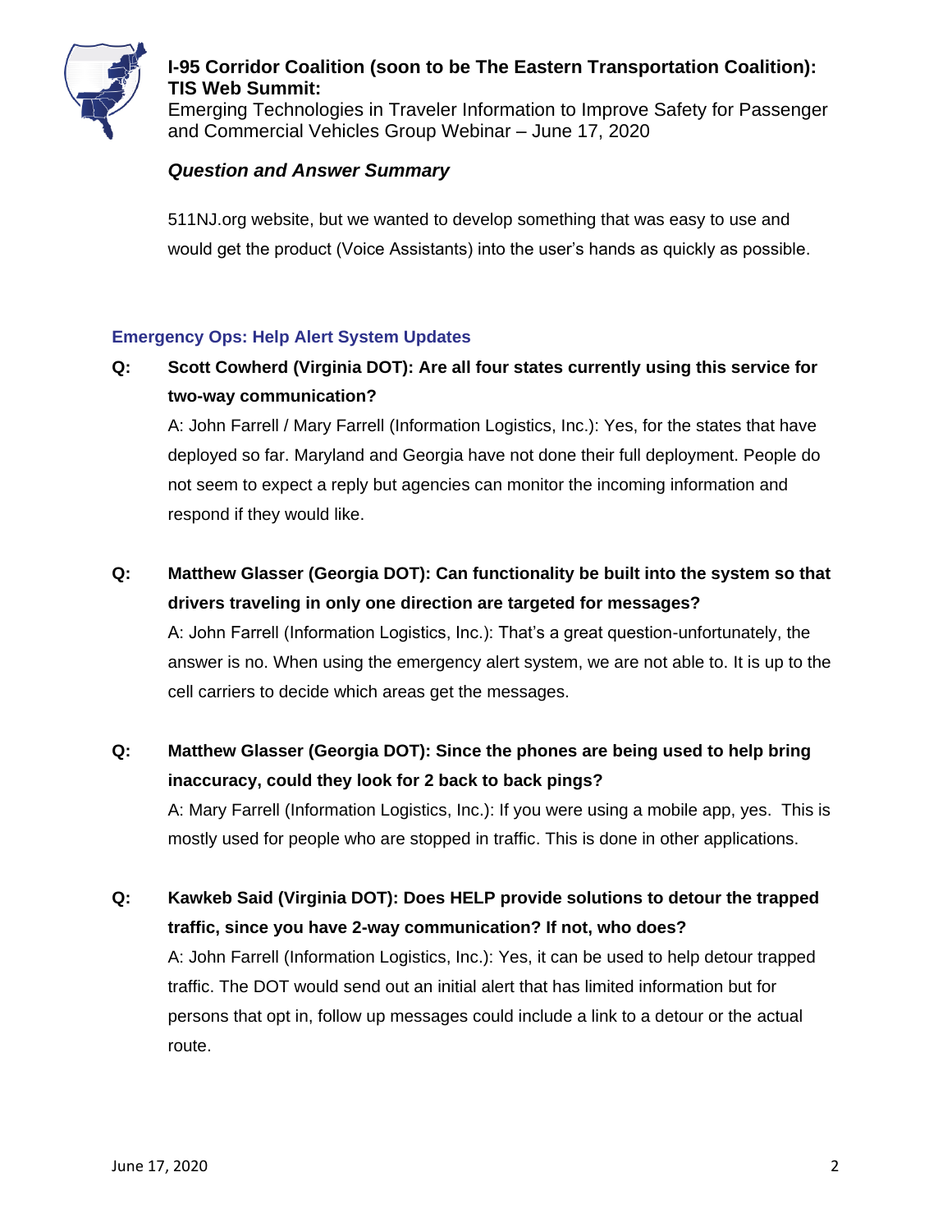511NJ.org website, but we wanted to develop something that was easy to use and would get the product (Voice Assistants) into the user's hands as quickly as possible.

## Emergency Ops: Help Alert System Updates

**Q: Scott Cowherd (Virginia DOT): Are all four states currently using this service for two-way communication?**

A: John Farrell / Mary Farrell (Information Logistics, Inc.): Yes, for the states that have deployed so far. Maryland and Georgia have not done their full deployment. People do not seem to expect a reply but agencies can monitor the incoming information and respond if they would like.

**Q: Matthew Glasser (Georgia DOT): Can functionality be built into the system so that drivers traveling in only one direction are targeted for messages?**

A: John Farrell (Information Logistics, Inc.): That's a great question-unfortunately, the answer is no. When using the emergency alert system, we are not able to. It is up to the cell carriers to decide which areas get the messages.

**Q: Matthew Glasser (Georgia DOT): Since the phones are being used to help bring inaccuracy, could they look for 2 back to back pings?**

A: Mary Farrell (Information Logistics, Inc.): If you were using a mobile app, yes. This is mostly used for people who are stopped in traffic. This is done in other applications.

**Q: Kawkeb Said (Virginia DOT): Does HELP provide solutions to detour the trapped traffic, since you have 2-way communication? If not, who does?**

A: John Farrell (Information Logistics, Inc.): Yes, it can be used to help detour trapped traffic. The DOT would send out an initial alert that has limited information but for persons that opt in, follow up messages could include a link to a detour or the actual route.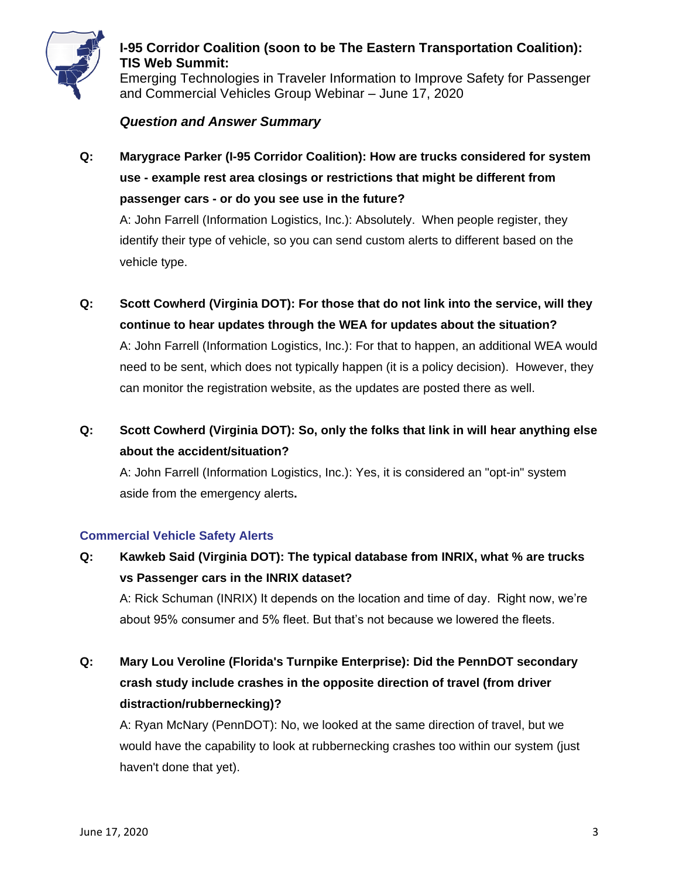**I-95 Corridor Coalition (soon to be The Eastern Transportation Coalition): TIS Web Summit:**
Emerging Technologies in Traveler Information to Improve Safety for Passenger and Commercial Vehicles Group Webinar – June 17, 2020

***Question and Answer Summary***

**Q: Marygrace Parker (I-95 Corridor Coalition): How are trucks considered for system use - example rest area closings or restrictions that might be different from passenger cars - or do you see use in the future?**

A: John Farrell (Information Logistics, Inc.): Absolutely. When people register, they identify their type of vehicle, so you can send custom alerts to different based on the vehicle type.

**Q: Scott Cowherd (Virginia DOT): For those that do not link into the service, will they continue to hear updates through the WEA for updates about the situation?**

A: John Farrell (Information Logistics, Inc.): For that to happen, an additional WEA would need to be sent, which does not typically happen (it is a policy decision). However, they can monitor the registration website, as the updates are posted there as well.

**Q: Scott Cowherd (Virginia DOT): So, only the folks that link in will hear anything else about the accident/situation?**

A: John Farrell (Information Logistics, Inc.): Yes, it is considered an "opt-in" system aside from the emergency alerts**.**

## Commercial Vehicle Safety Alerts

**Q: Kawkeb Said (Virginia DOT): The typical database from INRIX, what % are trucks vs Passenger cars in the INRIX dataset?**

A: Rick Schuman (INRIX) It depends on the location and time of day. Right now, we're about 95% consumer and 5% fleet. But that's not because we lowered the fleets.

**Q: Mary Lou Veroline (Florida's Turnpike Enterprise): Did the PennDOT secondary crash study include crashes in the opposite direction of travel (from driver distraction/rubbernecking)?**

A: Ryan McNary (PennDOT): No, we looked at the same direction of travel, but we would have the capability to look at rubbernecking crashes too within our system (just haven't done that yet).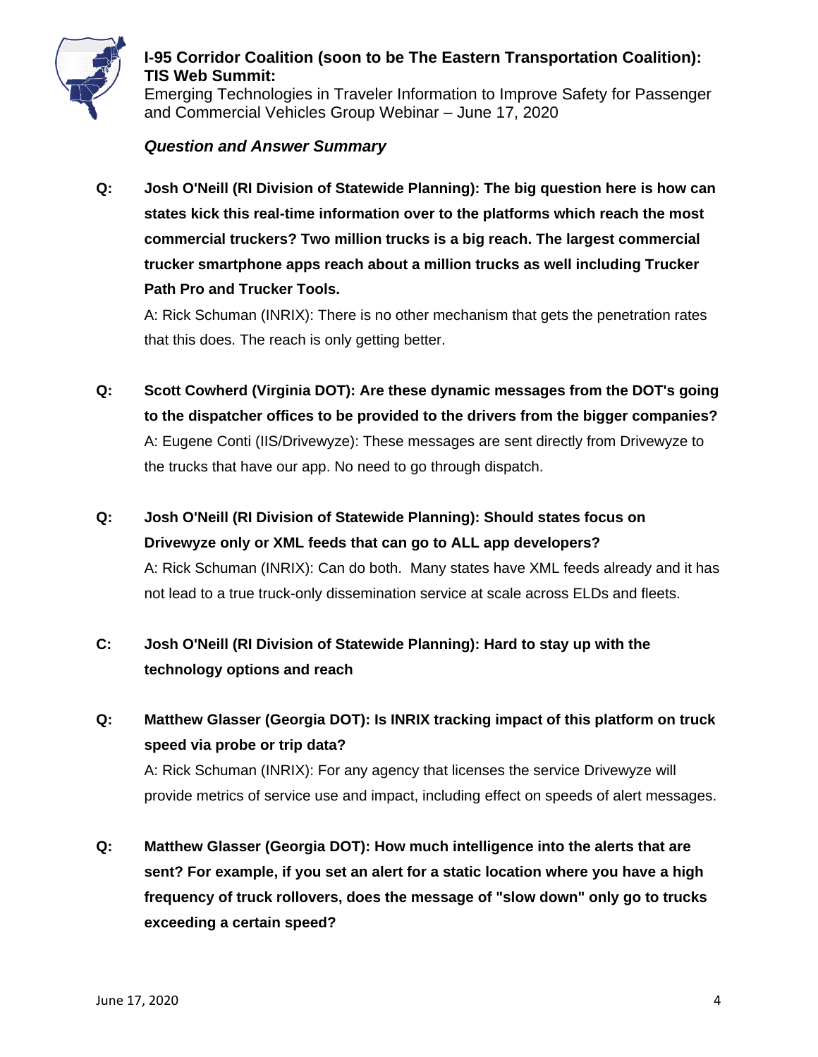**I-95 Corridor Coalition (soon to be The Eastern Transportation Coalition): TIS Web Summit:**
Emerging Technologies in Traveler Information to Improve Safety for Passenger and Commercial Vehicles Group Webinar – June 17, 2020

***Question and Answer Summary***

**Q: Josh O'Neill (RI Division of Statewide Planning): The big question here is how can states kick this real-time information over to the platforms which reach the most commercial truckers? Two million trucks is a big reach. The largest commercial trucker smartphone apps reach about a million trucks as well including Trucker Path Pro and Trucker Tools.**

A: Rick Schuman (INRIX): There is no other mechanism that gets the penetration rates that this does. The reach is only getting better.

**Q: Scott Cowherd (Virginia DOT): Are these dynamic messages from the DOT's going to the dispatcher offices to be provided to the drivers from the bigger companies?**

A: Eugene Conti (IIS/Drivewyze): These messages are sent directly from Drivewyze to the trucks that have our app. No need to go through dispatch.

**Q: Josh O'Neill (RI Division of Statewide Planning): Should states focus on Drivewyze only or XML feeds that can go to ALL app developers?**

A: Rick Schuman (INRIX): Can do both. Many states have XML feeds already and it has not lead to a true truck-only dissemination service at scale across ELDs and fleets.

**C: Josh O'Neill (RI Division of Statewide Planning): Hard to stay up with the technology options and reach**

**Q: Matthew Glasser (Georgia DOT): Is INRIX tracking impact of this platform on truck speed via probe or trip data?**

A: Rick Schuman (INRIX): For any agency that licenses the service Drivewyze will provide metrics of service use and impact, including effect on speeds of alert messages.

**Q: Matthew Glasser (Georgia DOT): How much intelligence into the alerts that are sent? For example, if you set an alert for a static location where you have a high frequency of truck rollovers, does the message of "slow down" only go to trucks exceeding a certain speed?**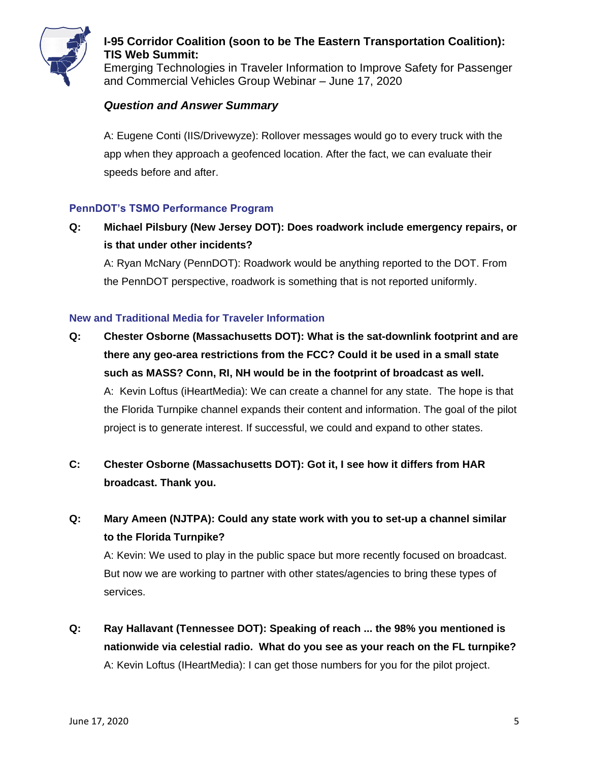A: Eugene Conti (IIS/Drivewyze): Rollover messages would go to every truck with the app when they approach a geofenced location. After the fact, we can evaluate their speeds before and after.

### PennDOT's TSMO Performance Program

**Q: Michael Pilsbury (New Jersey DOT): Does roadwork include emergency repairs, or is that under other incidents?**

A: Ryan McNary (PennDOT): Roadwork would be anything reported to the DOT. From the PennDOT perspective, roadwork is something that is not reported uniformly.

### New and Traditional Media for Traveler Information

**Q: Chester Osborne (Massachusetts DOT): What is the sat-downlink footprint and are there any geo-area restrictions from the FCC? Could it be used in a small state such as MASS? Conn, RI, NH would be in the footprint of broadcast as well.**

A: Kevin Loftus (iHeartMedia): We can create a channel for any state. The hope is that the Florida Turnpike channel expands their content and information. The goal of the pilot project is to generate interest. If successful, we could and expand to other states.

**C: Chester Osborne (Massachusetts DOT): Got it, I see how it differs from HAR broadcast. Thank you.**

**Q: Mary Ameen (NJTPA): Could any state work with you to set-up a channel similar to the Florida Turnpike?**

A: Kevin: We used to play in the public space but more recently focused on broadcast. But now we are working to partner with other states/agencies to bring these types of services.

**Q: Ray Hallavant (Tennessee DOT): Speaking of reach ... the 98% you mentioned is nationwide via celestial radio. What do you see as your reach on the FL turnpike?**

A: Kevin Loftus (IHeartMedia): I can get those numbers for you for the pilot project.